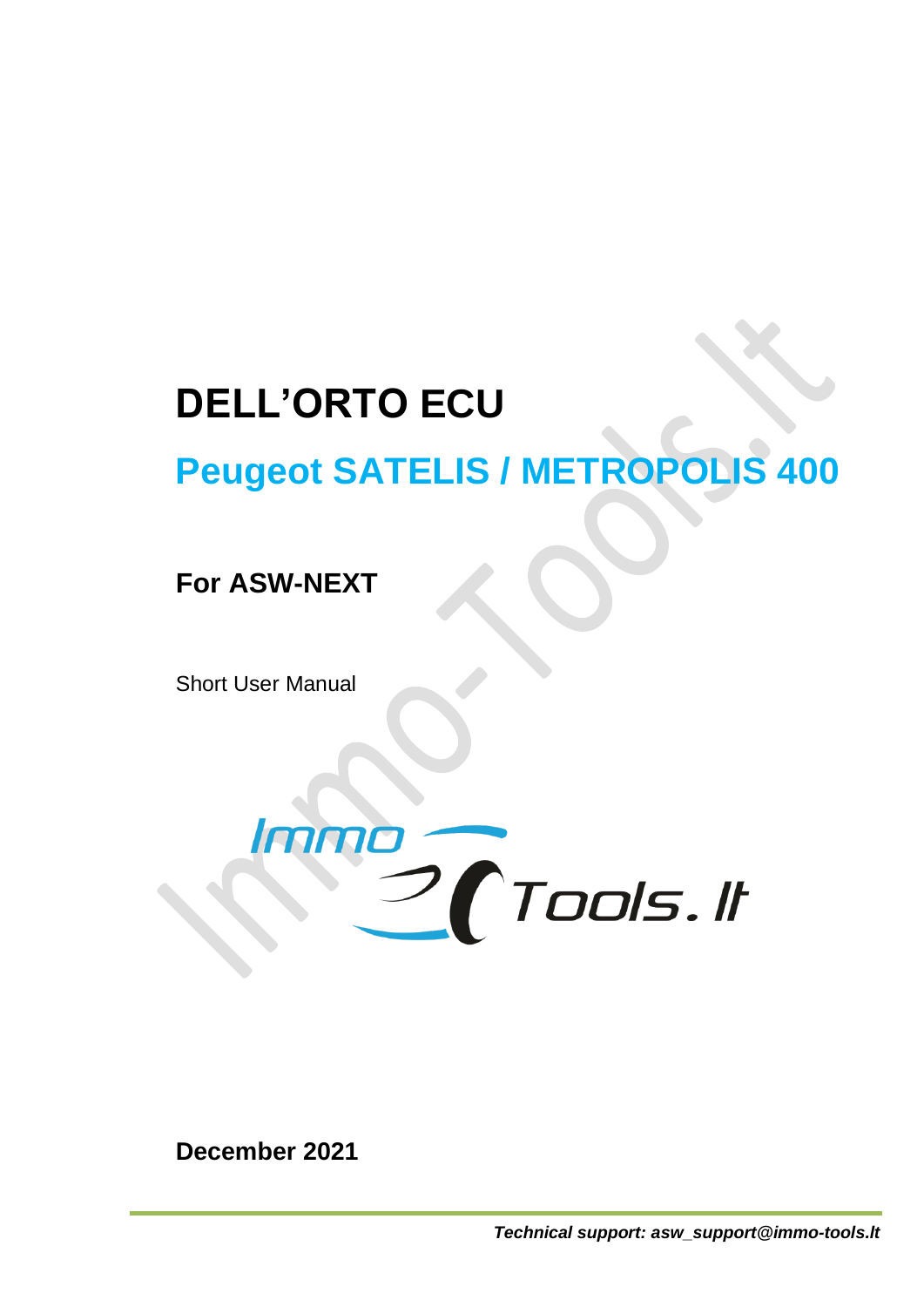# DELL'ORTO ECU

## Peugeot SATELIS / METROPOLIS 400

### For ASW-NEXT

Short User Manual

**December 2021**

***Technical support: asw_support@immo-tools.lt***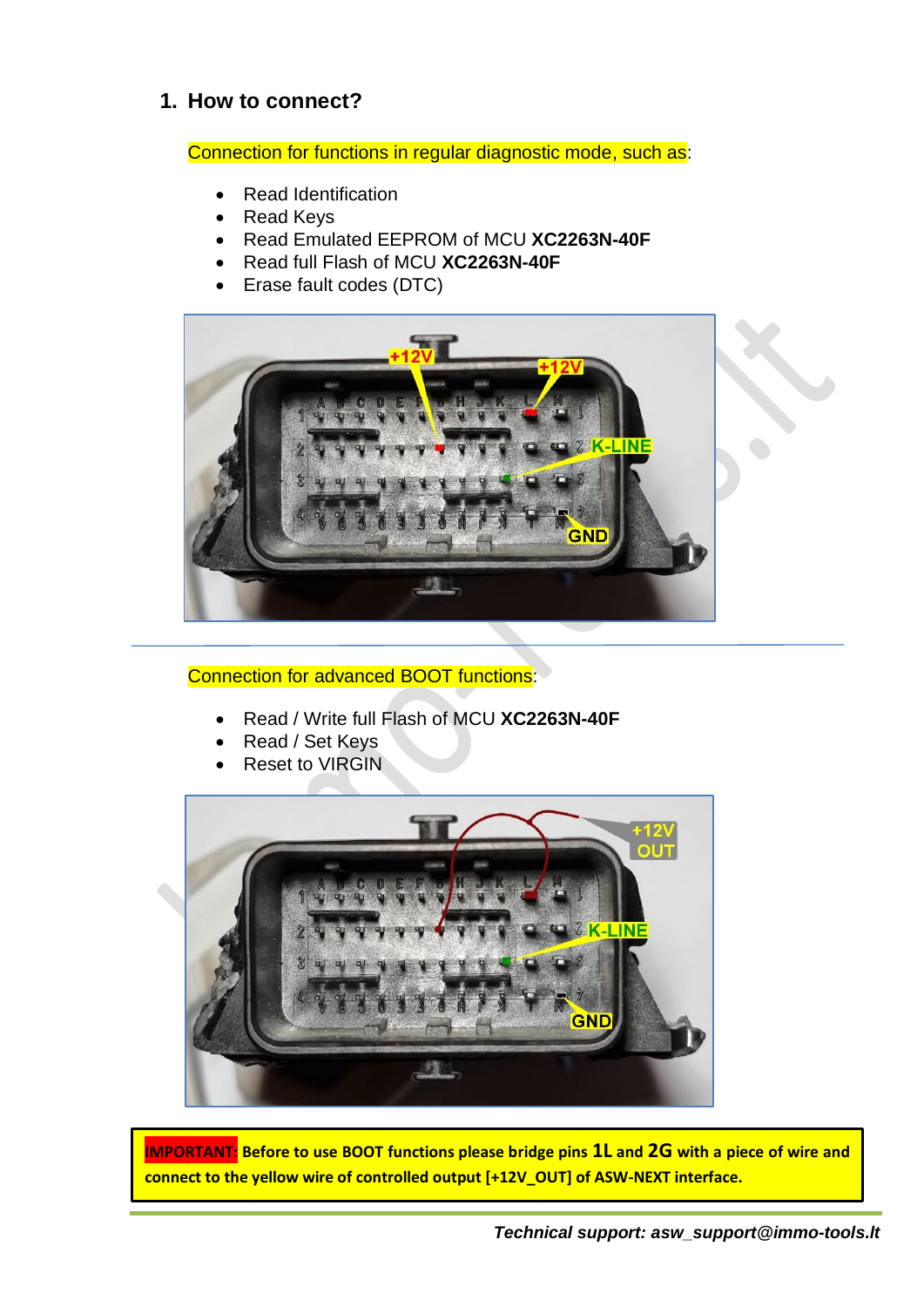## 1. How to connect?

Connection for functions in regular diagnostic mode, such as:

- Read Identification
- Read Keys
- Read Emulated EEPROM of MCU **XC2263N-40F**
- Read full Flash of MCU **XC2263N-40F**
- Erase fault codes (DTC)

Connection for advanced BOOT functions:

- Read / Write full Flash of MCU **XC2263N-40F**
- Read / Set Keys
- Reset to VIRGIN

**IMPORTANT: Before to use BOOT functions please bridge pins 1L and 2G with a piece of wire and connect to the yellow wire of controlled output [+12V_OUT] of ASW-NEXT interface.**

***Technical support: asw_support@immo-tools.lt***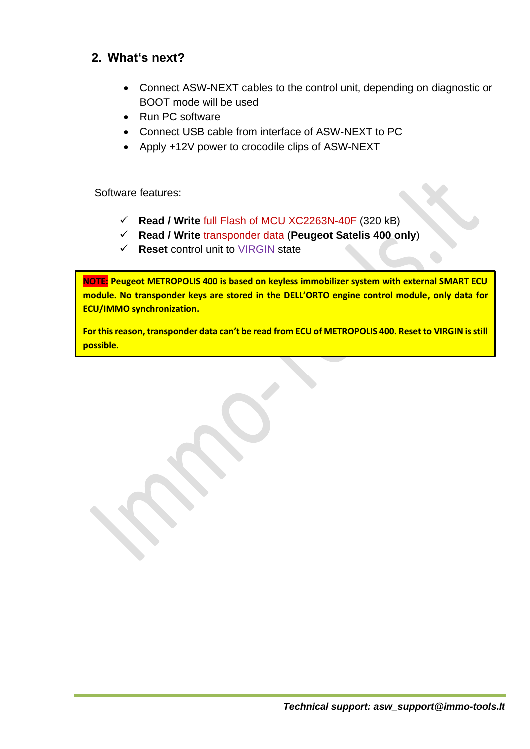## 2. What's next?

- Connect ASW-NEXT cables to the control unit, depending on diagnostic or BOOT mode will be used
- Run PC software
- Connect USB cable from interface of ASW-NEXT to PC
- Apply +12V power to crocodile clips of ASW-NEXT

Software features:

- ✓ **Read / Write** full Flash of MCU XC2263N-40F (320 kB)
- ✓ **Read / Write** transponder data (**Peugeot Satelis 400 only**)
- ✓ **Reset** control unit to VIRGIN state

**NOTE: Peugeot METROPOLIS 400 is based on keyless immobilizer system with external SMART ECU module. No transponder keys are stored in the DELL'ORTO engine control module, only data for ECU/IMMO synchronization.**

**For this reason, transponder data can't be read from ECU of METROPOLIS 400. Reset to VIRGIN is still possible.**